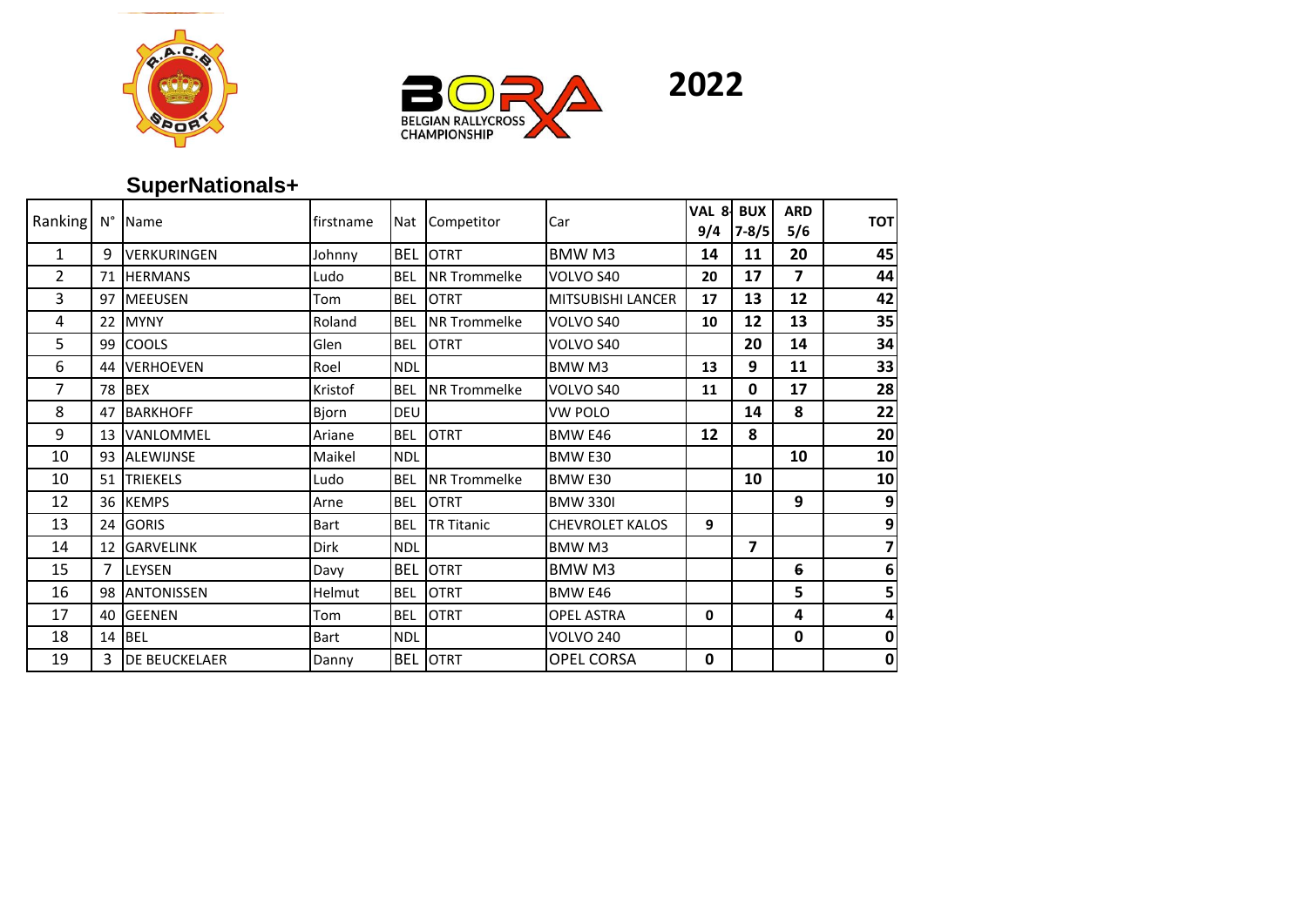BORA BELGIAN RALLYCROSS CHAMPIONSHIP

# 2022

## SuperNationals+

| Ranking | N° | Name | firstname | Nat | Competitor | Car | VAL 8-9/4 | BUX 7-8/5 | ARD 5/6 | TOT |
|---|---|---|---|---|---|---|---|---|---|---|
| 1 | 9 | VERKURINGEN | Johnny | BEL | OTRT | BMW M3 | 14 | 11 | 20 | 45 |
| 2 | 71 | HERMANS | Ludo | BEL | NR Trommelke | VOLVO S40 | 20 | 17 | 7 | 44 |
| 3 | 97 | MEEUSEN | Tom | BEL | OTRT | MITSUBISHI LANCER | 17 | 13 | 12 | 42 |
| 4 | 22 | MYNY | Roland | BEL | NR Trommelke | VOLVO S40 | 10 | 12 | 13 | 35 |
| 5 | 99 | COOLS | Glen | BEL | OTRT | VOLVO S40 | | 20 | 14 | 34 |
| 6 | 44 | VERHOEVEN | Roel | NDL | | BMW M3 | 13 | 9 | 11 | 33 |
| 7 | 78 | BEX | Kristof | BEL | NR Trommelke | VOLVO S40 | 11 | 0 | 17 | 28 |
| 8 | 47 | BARKHOFF | Bjorn | DEU | | VW POLO | | 14 | 8 | 22 |
| 9 | 13 | VANLOMMEL | Ariane | BEL | OTRT | BMW E46 | 12 | 8 | | 20 |
| 10 | 93 | ALEWIJNSE | Maikel | NDL | | BMW E30 | | | 10 | 10 |
| 10 | 51 | TRIEKELS | Ludo | BEL | NR Trommelke | BMW E30 | | 10 | | 10 |
| 12 | 36 | KEMPS | Arne | BEL | OTRT | BMW 330I | | | 9 | 9 |
| 13 | 24 | GORIS | Bart | BEL | TR Titanic | CHEVROLET KALOS | 9 | | | 9 |
| 14 | 12 | GARVELINK | Dirk | NDL | | BMW M3 | | 7 | | 7 |
| 15 | 7 | LEYSEN | Davy | BEL | OTRT | BMW M3 | | | 6 | 6 |
| 16 | 98 | ANTONISSEN | Helmut | BEL | OTRT | BMW E46 | | | 5 | 5 |
| 17 | 40 | GEENEN | Tom | BEL | OTRT | OPEL ASTRA | 0 | | 4 | 4 |
| 18 | 14 | BEL | Bart | NDL | | VOLVO 240 | | | 0 | 0 |
| 19 | 3 | DE BEUCKELAER | Danny | BEL | OTRT | OPEL CORSA | 0 | | | 0 |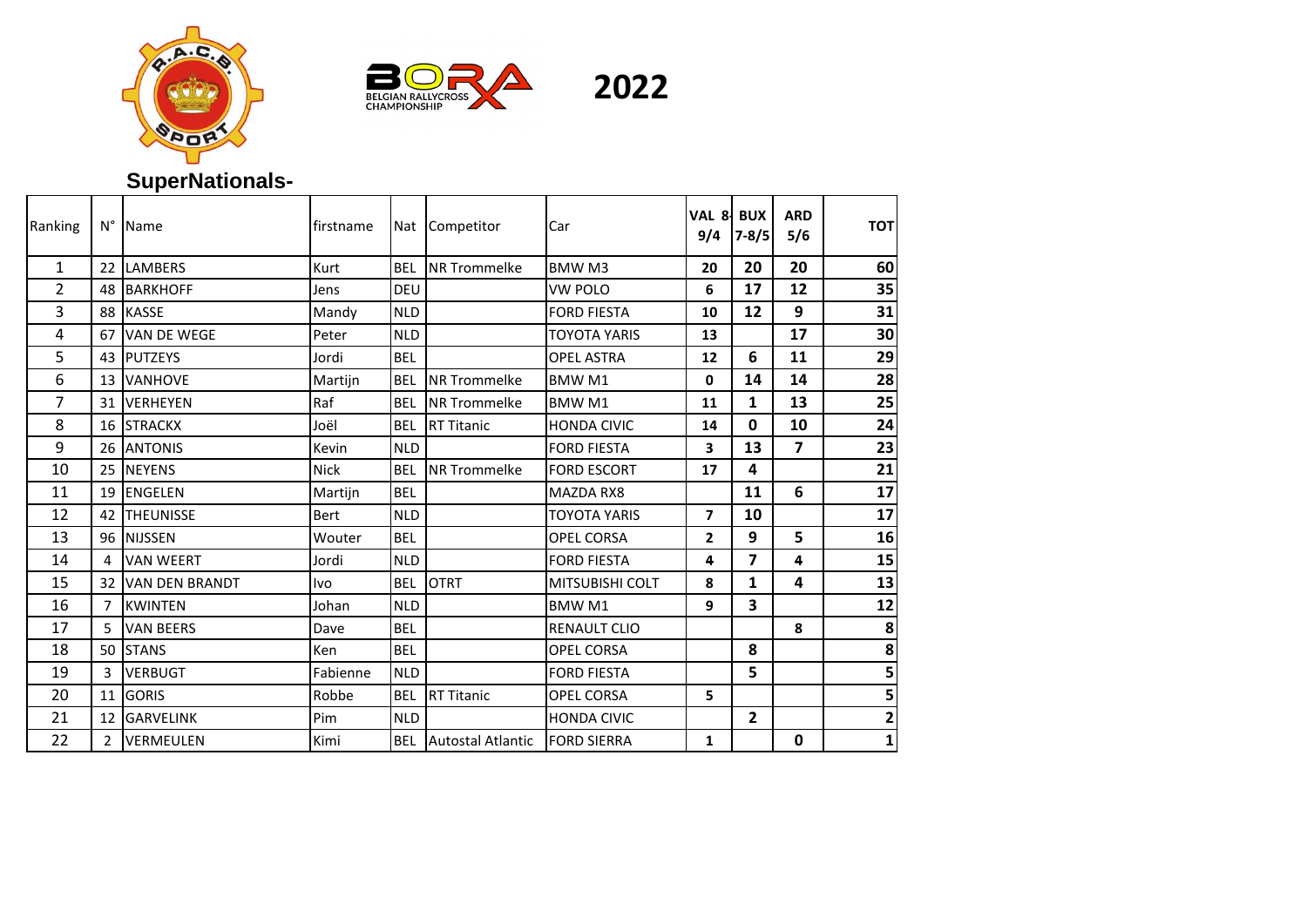BELGIAN RALLYCROSS CHAMPIONSHIP

**2022**

## SuperNationals-

| Ranking | N° | Name | firstname | Nat | Competitor | Car | VAL 8-9/4 | BUX 7-8/5 | ARD 5/6 | TOT |
|---|---|---|---|---|---|---|---|---|---|---|
| 1 | 22 | LAMBERS | Kurt | BEL | NR Trommelke | BMW M3 | 20 | 20 | 20 | 60 |
| 2 | 48 | BARKHOFF | Jens | DEU | | VW POLO | 6 | 17 | 12 | 35 |
| 3 | 88 | KASSE | Mandy | NLD | | FORD FIESTA | 10 | 12 | 9 | 31 |
| 4 | 67 | VAN DE WEGE | Peter | NLD | | TOYOTA YARIS | 13 | | 17 | 30 |
| 5 | 43 | PUTZEYS | Jordi | BEL | | OPEL ASTRA | 12 | 6 | 11 | 29 |
| 6 | 13 | VANHOVE | Martijn | BEL | NR Trommelke | BMW M1 | 0 | 14 | 14 | 28 |
| 7 | 31 | VERHEYEN | Raf | BEL | NR Trommelke | BMW M1 | 11 | 1 | 13 | 25 |
| 8 | 16 | STRACKX | Joël | BEL | RT Titanic | HONDA CIVIC | 14 | 0 | 10 | 24 |
| 9 | 26 | ANTONIS | Kevin | NLD | | FORD FIESTA | 3 | 13 | 7 | 23 |
| 10 | 25 | NEYENS | Nick | BEL | NR Trommelke | FORD ESCORT | 17 | 4 | | 21 |
| 11 | 19 | ENGELEN | Martijn | BEL | | MAZDA RX8 | | 11 | 6 | 17 |
| 12 | 42 | THEUNISSE | Bert | NLD | | TOYOTA YARIS | 7 | 10 | | 17 |
| 13 | 96 | NIJSSEN | Wouter | BEL | | OPEL CORSA | 2 | 9 | 5 | 16 |
| 14 | 4 | VAN WEERT | Jordi | NLD | | FORD FIESTA | 4 | 7 | 4 | 15 |
| 15 | 32 | VAN DEN BRANDT | Ivo | BEL | OTRT | MITSUBISHI COLT | 8 | 1 | 4 | 13 |
| 16 | 7 | KWINTEN | Johan | NLD | | BMW M1 | 9 | 3 | | 12 |
| 17 | 5 | VAN BEERS | Dave | BEL | | RENAULT CLIO | | | 8 | 8 |
| 18 | 50 | STANS | Ken | BEL | | OPEL CORSA | | 8 | | 8 |
| 19 | 3 | VERBUGT | Fabienne | NLD | | FORD FIESTA | | 5 | | 5 |
| 20 | 11 | GORIS | Robbe | BEL | RT Titanic | OPEL CORSA | 5 | | | 5 |
| 21 | 12 | GARVELINK | Pim | NLD | | HONDA CIVIC | | 2 | | 2 |
| 22 | 2 | VERMEULEN | Kimi | BEL | Autostal Atlantic | FORD SIERRA | 1 | | 0 | 1 |